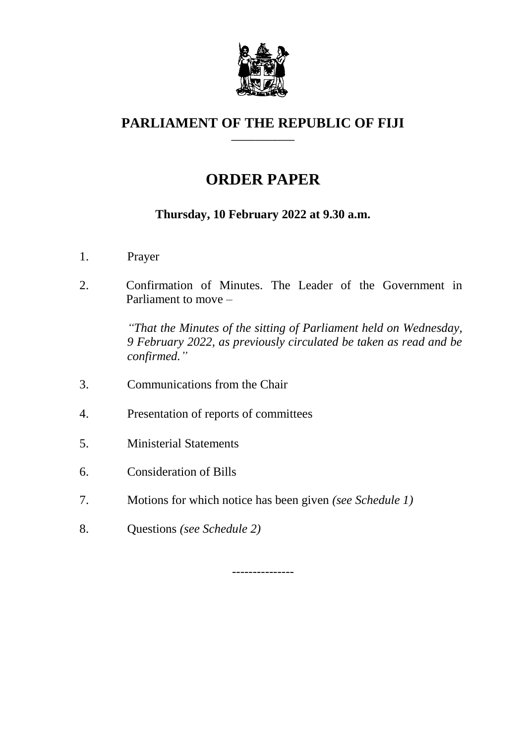# PARLIAMENT OF THE REPUBLIC OF FIJI

## ORDER PAPER

**Thursday, 10 February 2022 at 9.30 a.m.**

1. Prayer

2. Confirmation of Minutes. The Leader of the Government in Parliament to move –

   *"That the Minutes of the sitting of Parliament held on Wednesday, 9 February 2022, as previously circulated be taken as read and be confirmed."*

3. Communications from the Chair

4. Presentation of reports of committees

5. Ministerial Statements

6. Consideration of Bills

7. Motions for which notice has been given *(see Schedule 1)*

8. Questions *(see Schedule 2)*

---------------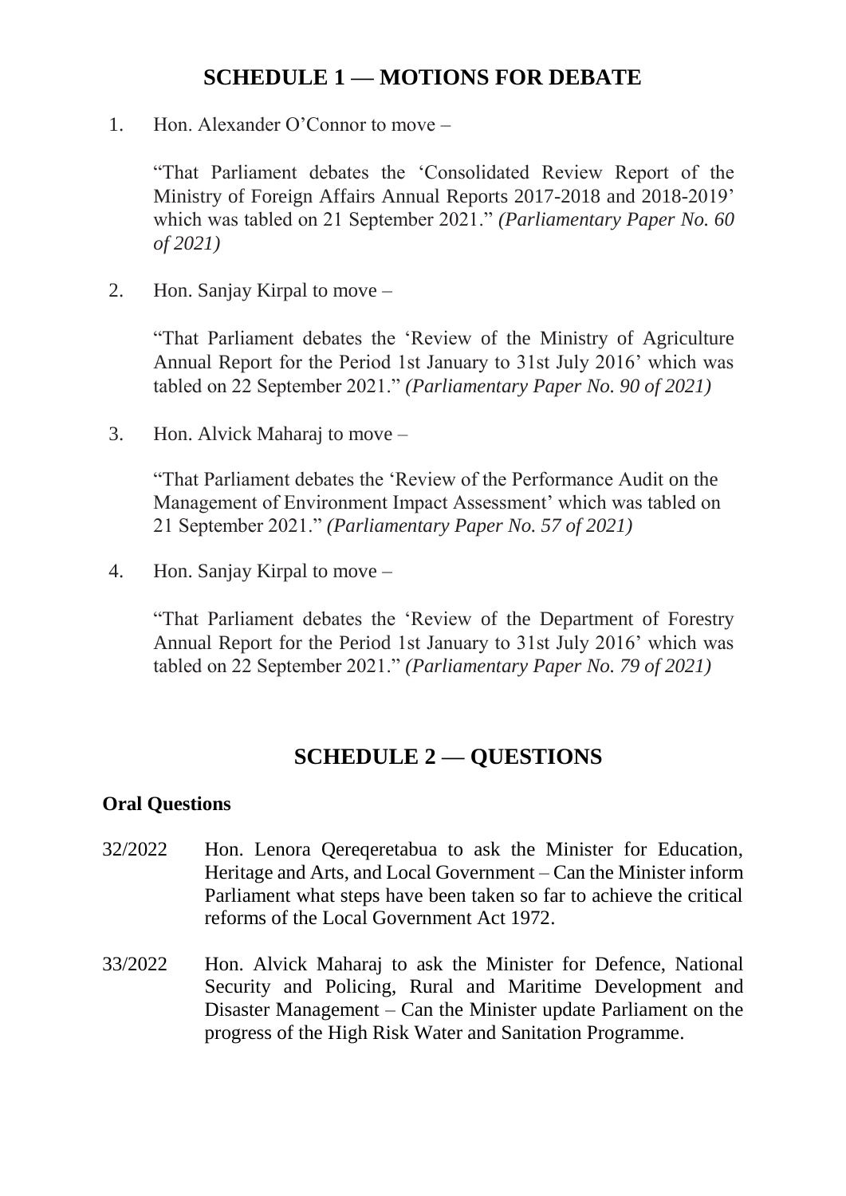## SCHEDULE 1 — MOTIONS FOR DEBATE

1. Hon. Alexander O'Connor to move –

   "That Parliament debates the 'Consolidated Review Report of the Ministry of Foreign Affairs Annual Reports 2017-2018 and 2018-2019' which was tabled on 21 September 2021." *(Parliamentary Paper No. 60 of 2021)*

2. Hon. Sanjay Kirpal to move –

   "That Parliament debates the 'Review of the Ministry of Agriculture Annual Report for the Period 1st January to 31st July 2016' which was tabled on 22 September 2021." *(Parliamentary Paper No. 90 of 2021)*

3. Hon. Alvick Maharaj to move –

   "That Parliament debates the 'Review of the Performance Audit on the Management of Environment Impact Assessment' which was tabled on 21 September 2021." *(Parliamentary Paper No. 57 of 2021)*

4. Hon. Sanjay Kirpal to move –

   "That Parliament debates the 'Review of the Department of Forestry Annual Report for the Period 1st January to 31st July 2016' which was tabled on 22 September 2021." *(Parliamentary Paper No. 79 of 2021)*

## SCHEDULE 2 — QUESTIONS

**Oral Questions**

32/2022 Hon. Lenora Qereqeretabua to ask the Minister for Education, Heritage and Arts, and Local Government – Can the Minister inform Parliament what steps have been taken so far to achieve the critical reforms of the Local Government Act 1972.

33/2022 Hon. Alvick Maharaj to ask the Minister for Defence, National Security and Policing, Rural and Maritime Development and Disaster Management – Can the Minister update Parliament on the progress of the High Risk Water and Sanitation Programme.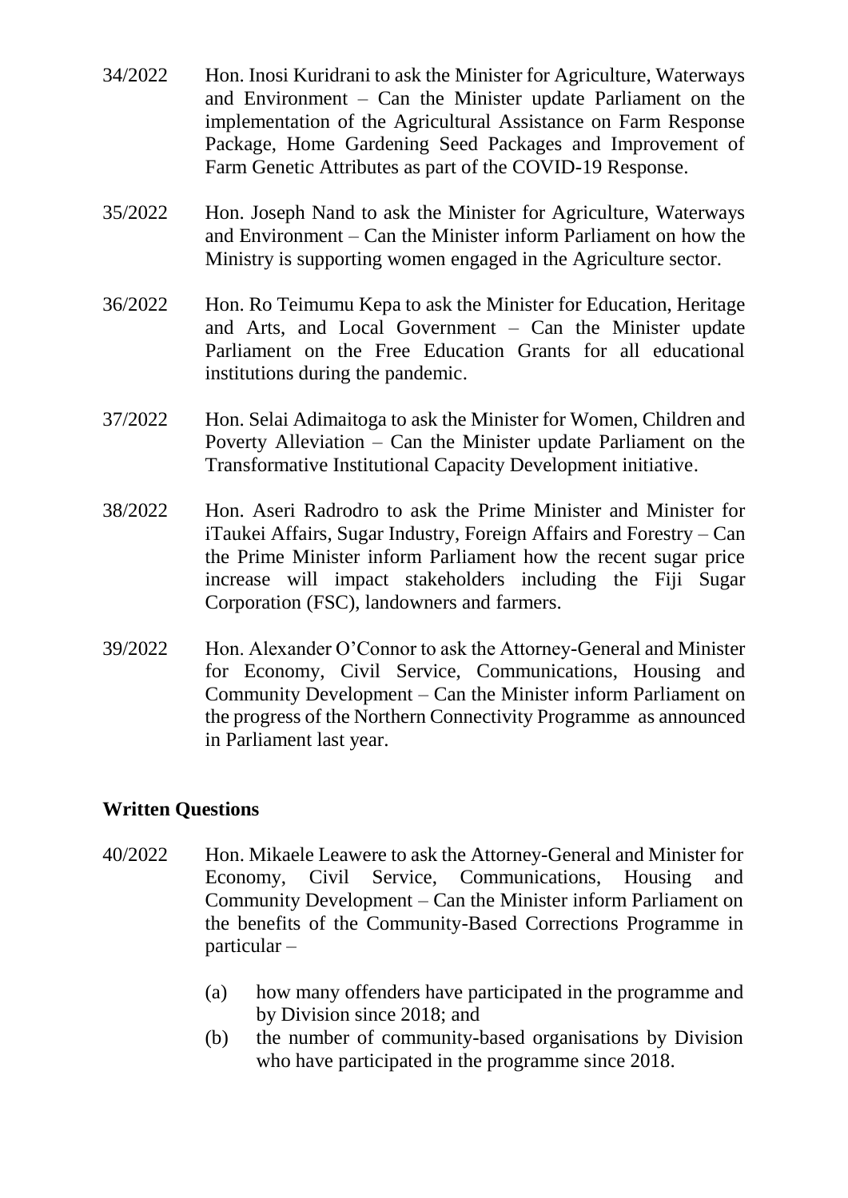34/2022 Hon. Inosi Kuridrani to ask the Minister for Agriculture, Waterways and Environment – Can the Minister update Parliament on the implementation of the Agricultural Assistance on Farm Response Package, Home Gardening Seed Packages and Improvement of Farm Genetic Attributes as part of the COVID-19 Response.

35/2022 Hon. Joseph Nand to ask the Minister for Agriculture, Waterways and Environment – Can the Minister inform Parliament on how the Ministry is supporting women engaged in the Agriculture sector.

36/2022 Hon. Ro Teimumu Kepa to ask the Minister for Education, Heritage and Arts, and Local Government – Can the Minister update Parliament on the Free Education Grants for all educational institutions during the pandemic.

37/2022 Hon. Selai Adimaitoga to ask the Minister for Women, Children and Poverty Alleviation – Can the Minister update Parliament on the Transformative Institutional Capacity Development initiative.

38/2022 Hon. Aseri Radrodro to ask the Prime Minister and Minister for iTaukei Affairs, Sugar Industry, Foreign Affairs and Forestry – Can the Prime Minister inform Parliament how the recent sugar price increase will impact stakeholders including the Fiji Sugar Corporation (FSC), landowners and farmers.

39/2022 Hon. Alexander O'Connor to ask the Attorney-General and Minister for Economy, Civil Service, Communications, Housing and Community Development – Can the Minister inform Parliament on the progress of the Northern Connectivity Programme as announced in Parliament last year.

## Written Questions

40/2022 Hon. Mikaele Leawere to ask the Attorney-General and Minister for Economy, Civil Service, Communications, Housing and Community Development – Can the Minister inform Parliament on the benefits of the Community-Based Corrections Programme in particular –

(a) how many offenders have participated in the programme and by Division since 2018; and
(b) the number of community-based organisations by Division who have participated in the programme since 2018.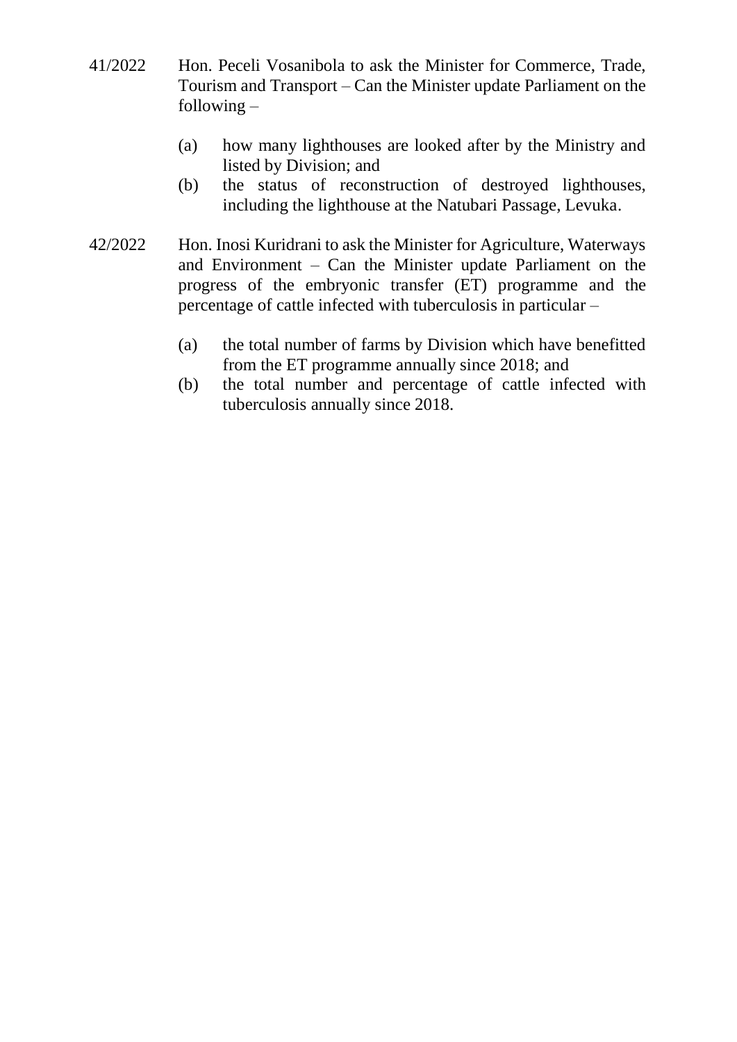41/2022 Hon. Peceli Vosanibola to ask the Minister for Commerce, Trade, Tourism and Transport – Can the Minister update Parliament on the following –

(a) how many lighthouses are looked after by the Ministry and listed by Division; and

(b) the status of reconstruction of destroyed lighthouses, including the lighthouse at the Natubari Passage, Levuka.

42/2022 Hon. Inosi Kuridrani to ask the Minister for Agriculture, Waterways and Environment – Can the Minister update Parliament on the progress of the embryonic transfer (ET) programme and the percentage of cattle infected with tuberculosis in particular –

(a) the total number of farms by Division which have benefitted from the ET programme annually since 2018; and

(b) the total number and percentage of cattle infected with tuberculosis annually since 2018.